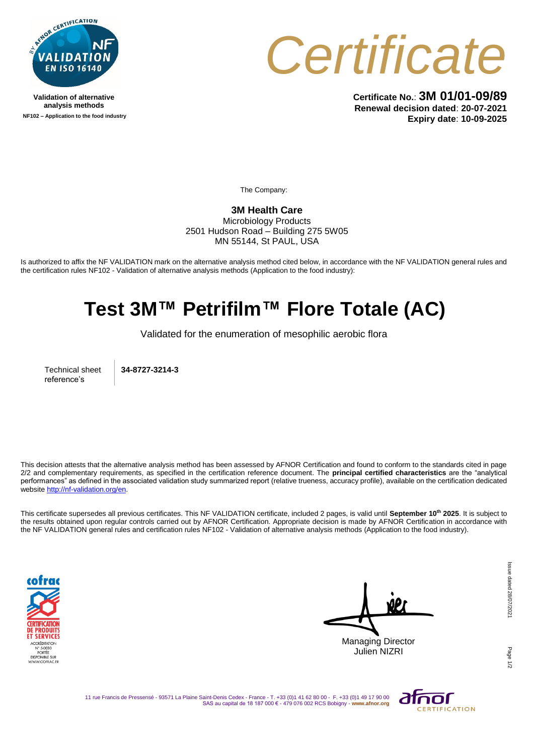Validation of alternative analysis methods

NF102 – Application to the food industry

# Certificate

**Certificate No.**: **3M 01/01-09/89**
**Renewal decision dated**: **20-07-2021**
**Expiry date**: **10-09-2025**

The Company:

**3M Health Care**
Microbiology Products
2501 Hudson Road – Building 275 5W05
MN 55144, St PAUL, USA

Is authorized to affix the NF VALIDATION mark on the alternative analysis method cited below, in accordance with the NF VALIDATION general rules and the certification rules NF102 - Validation of alternative analysis methods (Application to the food industry):

# Test 3M™ Petrifilm™ Flore Totale (AC)

Validated for the enumeration of mesophilic aerobic flora

| Technical sheet reference's | **34-8727-3214-3** |
|---|---|

This decision attests that the alternative analysis method has been assessed by AFNOR Certification and found to conform to the standards cited in page 2/2 and complementary requirements, as specified in the certification reference document. The **principal certified characteristics** are the "analytical performances" as defined in the associated validation study summarized report (relative trueness, accuracy profile), available on the certification dedicated website http://nf-validation.org/en.

This certificate supersedes all previous certificates. This NF VALIDATION certificate, included 2 pages, is valid until **September 10th 2025**. It is subject to the results obtained upon regular controls carried out by AFNOR Certification. Appropriate decision is made by AFNOR Certification in accordance with the NF VALIDATION general rules and certification rules NF102 - Validation of alternative analysis methods (Application to the food industry).

cofrac CERTIFICATION DE PRODUITS ET SERVICES
ACCRÉDITATION N° 5-0030
PORTÉE DISPONIBLE SUR WWW.COFRAC.FR

Managing Director
Julien NIZRI

Issue dated 28/07/2021

11 rue Francis de Pressensé - 93571 La Plaine Saint-Denis Cedex - France - T. +33 (0)1 41 62 80 00 - F. +33 (0)1 49 17 90 00
SAS au capital de 18 187 000 € - 479 076 002 RCS Bobigny - www.afnor.org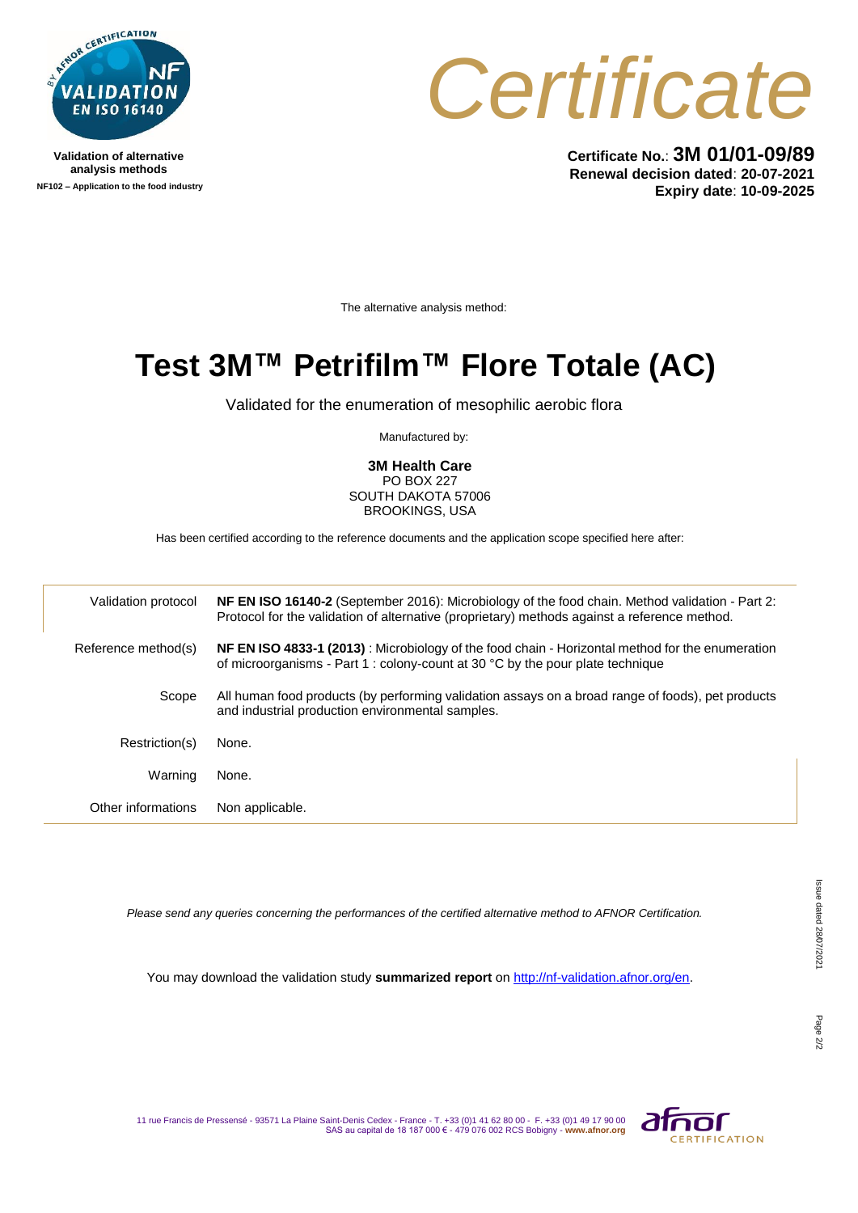Validation of alternative analysis methods

NF102 – Application to the food industry

# Certificate

**Certificate No.**: **3M 01/01-09/89**
**Renewal decision dated**: **20-07-2021**
**Expiry date**: **10-09-2025**

The alternative analysis method:

# Test 3M™ Petrifilm™ Flore Totale (AC)

Validated for the enumeration of mesophilic aerobic flora

Manufactured by:

**3M Health Care**
PO BOX 227
SOUTH DAKOTA 57006
BROOKINGS, USA

Has been certified according to the reference documents and the application scope specified here after:

| | |
|---|---|
| Validation protocol | **NF EN ISO 16140-2** (September 2016): Microbiology of the food chain. Method validation - Part 2: Protocol for the validation of alternative (proprietary) methods against a reference method. |
| Reference method(s) | **NF EN ISO 4833-1 (2013)** : Microbiology of the food chain - Horizontal method for the enumeration of microorganisms - Part 1 : colony-count at 30 °C by the pour plate technique |
| Scope | All human food products (by performing validation assays on a broad range of foods), pet products and industrial production environmental samples. |
| Restriction(s) | None. |
| Warning | None. |
| Other informations | Non applicable. |

*Please send any queries concerning the performances of the certified alternative method to AFNOR Certification.*

You may download the validation study **summarized report** on http://nf-validation.afnor.org/en.

Issue dated 28/07/2021

11 rue Francis de Pressensé - 93571 La Plaine Saint-Denis Cedex - France - T. +33 (0)1 41 62 80 00 - F. +33 (0)1 49 17 90 00
SAS au capital de 18 187 000 € - 479 076 002 RCS Bobigny - **www.afnor.org**